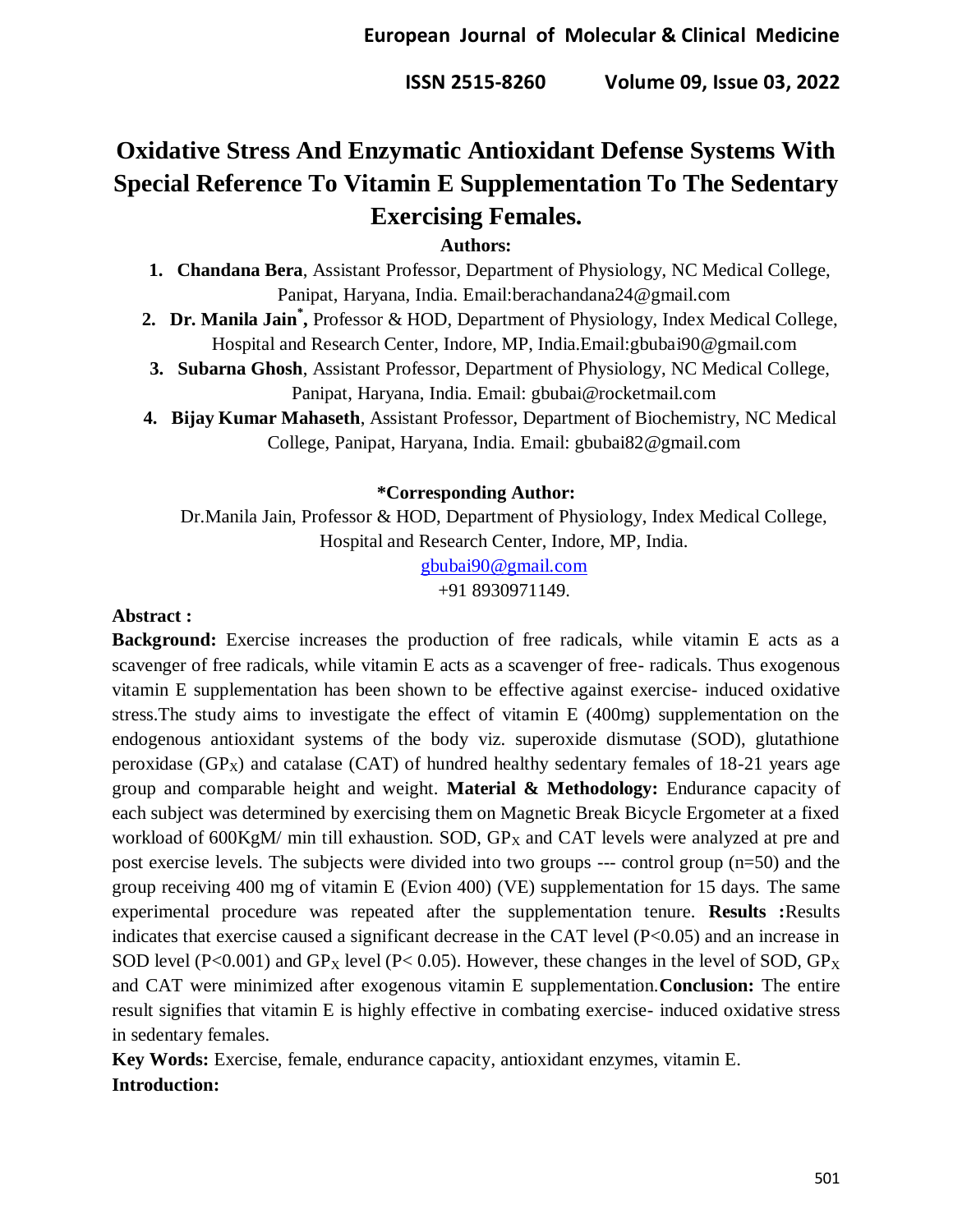# Oxidative Stress And Enzymatic Antioxidant Defense Systems With Special Reference To Vitamin E Supplementation To The Sedentary Exercising Females.

**Authors:**

1. **Chandana Bera**, Assistant Professor, Department of Physiology, NC Medical College, Panipat, Haryana, India. Email:berachandana24@gmail.com
2. **Dr. Manila Jain[*],** Professor & HOD, Department of Physiology, Index Medical College, Hospital and Research Center, Indore, MP, India.Email:gbubai90@gmail.com
3. **Subarna Ghosh**, Assistant Professor, Department of Physiology, NC Medical College, Panipat, Haryana, India. Email: gbubai@rocketmail.com
4. **Bijay Kumar Mahaseth**, Assistant Professor, Department of Biochemistry, NC Medical College, Panipat, Haryana, India. Email: gbubai82@gmail.com

**\*Corresponding Author:**

Dr.Manila Jain, Professor & HOD, Department of Physiology, Index Medical College, Hospital and Research Center, Indore, MP, India.

gbubai90@gmail.com

+91 8930971149.

**Abstract :**

**Background:** Exercise increases the production of free radicals, while vitamin E acts as a scavenger of free radicals, while vitamin E acts as a scavenger of free- radicals. Thus exogenous vitamin E supplementation has been shown to be effective against exercise- induced oxidative stress.The study aims to investigate the effect of vitamin E (400mg) supplementation on the endogenous antioxidant systems of the body viz. superoxide dismutase (SOD), glutathione peroxidase ($GP_X$) and catalase (CAT) of hundred healthy sedentary females of 18-21 years age group and comparable height and weight. **Material & Methodology:** Endurance capacity of each subject was determined by exercising them on Magnetic Break Bicycle Ergometer at a fixed workload of 600KgM/ min till exhaustion. SOD, $GP_X$ and CAT levels were analyzed at pre and post exercise levels. The subjects were divided into two groups --- control group (n=50) and the group receiving 400 mg of vitamin E (Evion 400) (VE) supplementation for 15 days. The same experimental procedure was repeated after the supplementation tenure. **Results :**Results indicates that exercise caused a significant decrease in the CAT level ($P<0.05$) and an increase in SOD level ($P<0.001$) and $GP_X$ level ($P< 0.05$). However, these changes in the level of SOD, $GP_X$ and CAT were minimized after exogenous vitamin E supplementation.**Conclusion:** The entire result signifies that vitamin E is highly effective in combating exercise- induced oxidative stress in sedentary females.

**Key Words:** Exercise, female, endurance capacity, antioxidant enzymes, vitamin E.

**Introduction:**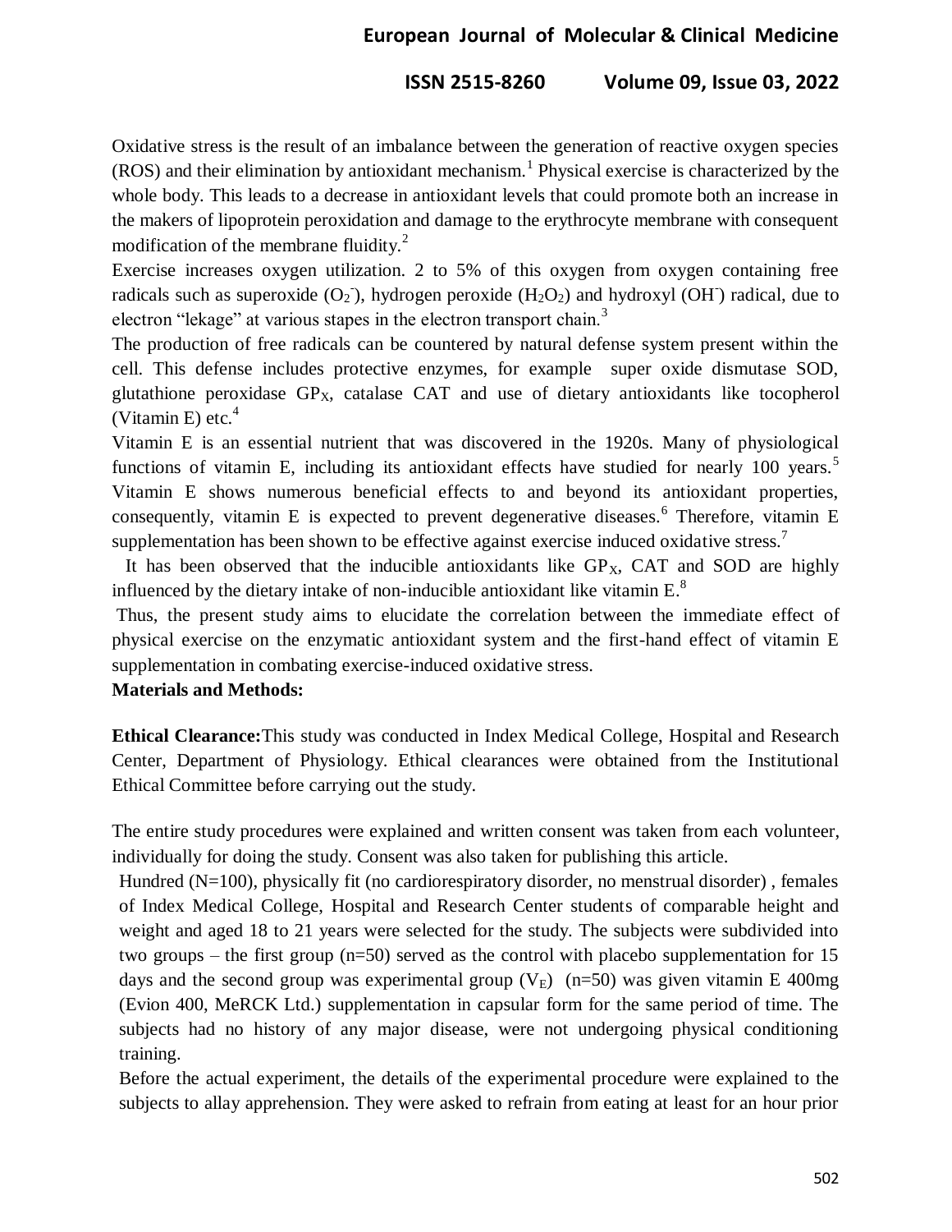Oxidative stress is the result of an imbalance between the generation of reactive oxygen species (ROS) and their elimination by antioxidant mechanism.[1] Physical exercise is characterized by the whole body. This leads to a decrease in antioxidant levels that could promote both an increase in the makers of lipoprotein peroxidation and damage to the erythrocyte membrane with consequent modification of the membrane fluidity.[2]

Exercise increases oxygen utilization. 2 to 5% of this oxygen from oxygen containing free radicals such as superoxide ($O_2^-$), hydrogen peroxide ($H_2O_2$) and hydroxyl ($OH^-$) radical, due to electron "lekage" at various stapes in the electron transport chain.[3]

The production of free radicals can be countered by natural defense system present within the cell. This defense includes protective enzymes, for example super oxide dismutase SOD, glutathione peroxidase $GP_X$, catalase CAT and use of dietary antioxidants like tocopherol (Vitamin E) etc.[4]

Vitamin E is an essential nutrient that was discovered in the 1920s. Many of physiological functions of vitamin E, including its antioxidant effects have studied for nearly 100 years.[5] Vitamin E shows numerous beneficial effects to and beyond its antioxidant properties, consequently, vitamin E is expected to prevent degenerative diseases.[6] Therefore, vitamin E supplementation has been shown to be effective against exercise induced oxidative stress.[7]

It has been observed that the inducible antioxidants like $GP_X$, CAT and SOD are highly influenced by the dietary intake of non-inducible antioxidant like vitamin E.[8]

Thus, the present study aims to elucidate the correlation between the immediate effect of physical exercise on the enzymatic antioxidant system and the first-hand effect of vitamin E supplementation in combating exercise-induced oxidative stress.

**Materials and Methods:**

**Ethical Clearance:** This study was conducted in Index Medical College, Hospital and Research Center, Department of Physiology. Ethical clearances were obtained from the Institutional Ethical Committee before carrying out the study.

The entire study procedures were explained and written consent was taken from each volunteer, individually for doing the study. Consent was also taken for publishing this article.

Hundred (N=100), physically fit (no cardiorespiratory disorder, no menstrual disorder) , females of Index Medical College, Hospital and Research Center students of comparable height and weight and aged 18 to 21 years were selected for the study. The subjects were subdivided into two groups – the first group (n=50) served as the control with placebo supplementation for 15 days and the second group was experimental group ($V_E$) (n=50) was given vitamin E 400mg (Evion 400, MeRCK Ltd.) supplementation in capsular form for the same period of time. The subjects had no history of any major disease, were not undergoing physical conditioning training.

Before the actual experiment, the details of the experimental procedure were explained to the subjects to allay apprehension. They were asked to refrain from eating at least for an hour prior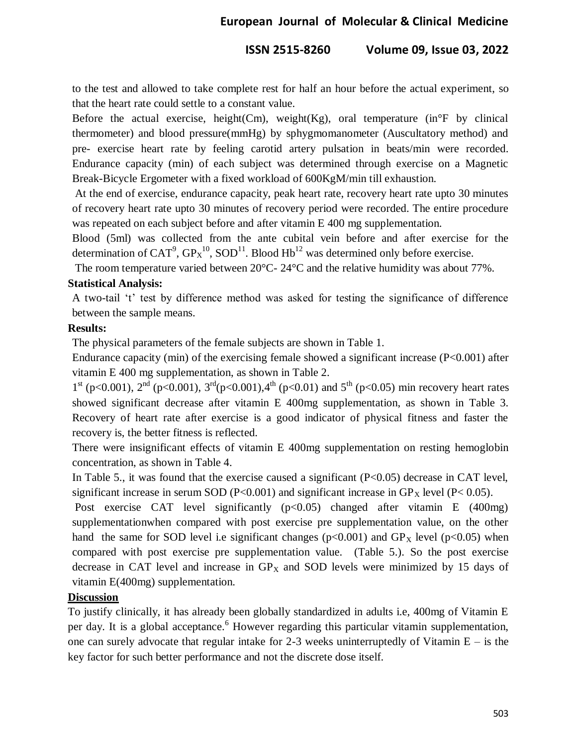to the test and allowed to take complete rest for half an hour before the actual experiment, so that the heart rate could settle to a constant value.

Before the actual exercise, height(Cm), weight(Kg), oral temperature (in°F by clinical thermometer) and blood pressure(mmHg) by sphygmomanometer (Auscultatory method) and pre- exercise heart rate by feeling carotid artery pulsation in beats/min were recorded. Endurance capacity (min) of each subject was determined through exercise on a Magnetic Break-Bicycle Ergometer with a fixed workload of 600KgM/min till exhaustion.

At the end of exercise, endurance capacity, peak heart rate, recovery heart rate upto 30 minutes of recovery heart rate upto 30 minutes of recovery period were recorded. The entire procedure was repeated on each subject before and after vitamin E 400 mg supplementation.

Blood (5ml) was collected from the ante cubital vein before and after exercise for the determination of CAT[9], $GP_X$[10], SOD[11]. Blood Hb[12] was determined only before exercise.

The room temperature varied between 20°C- 24°C and the relative humidity was about 77%.

**Statistical Analysis:**

A two-tail 't' test by difference method was asked for testing the significance of difference between the sample means.

**Results:**

The physical parameters of the female subjects are shown in Table 1.

Endurance capacity (min) of the exercising female showed a significant increase ($P<0.001$) after vitamin E 400 mg supplementation, as shown in Table 2.

1st ($p<0.001$), 2nd ($p<0.001$), 3rd($p<0.001$),4th ($p<0.01$) and 5th ($p<0.05$) min recovery heart rates showed significant decrease after vitamin E 400mg supplementation, as shown in Table 3. Recovery of heart rate after exercise is a good indicator of physical fitness and faster the recovery is, the better fitness is reflected.

There were insignificant effects of vitamin E 400mg supplementation on resting hemoglobin concentration, as shown in Table 4.

In Table 5., it was found that the exercise caused a significant ($P<0.05$) decrease in CAT level, significant increase in serum SOD ($P<0.001$) and significant increase in $GP_X$ level ($P< 0.05$).

Post exercise CAT level significantly ($p<0.05$) changed after vitamin E (400mg) supplementationwhen compared with post exercise pre supplementation value, on the other hand the same for SOD level i.e significant changes ($p<0.001$) and $GP_X$ level ($p<0.05$) when compared with post exercise pre supplementation value. (Table 5.). So the post exercise decrease in CAT level and increase in $GP_X$ and SOD levels were minimized by 15 days of vitamin E(400mg) supplementation.

## Discussion

To justify clinically, it has already been globally standardized in adults i.e, 400mg of Vitamin E per day. It is a global acceptance.[6] However regarding this particular vitamin supplementation, one can surely advocate that regular intake for 2-3 weeks uninterruptedly of Vitamin E – is the key factor for such better performance and not the discrete dose itself.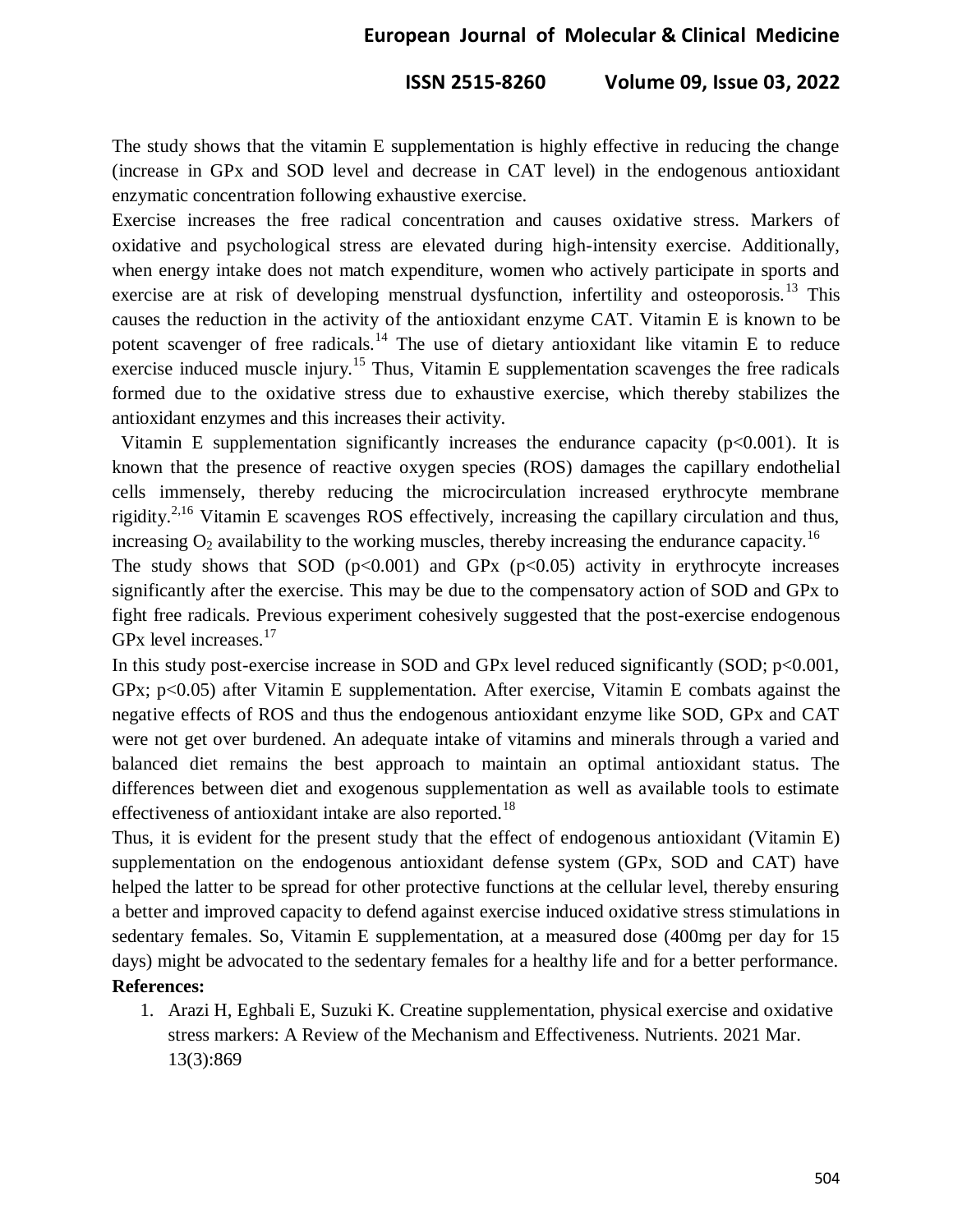The study shows that the vitamin E supplementation is highly effective in reducing the change (increase in GPx and SOD level and decrease in CAT level) in the endogenous antioxidant enzymatic concentration following exhaustive exercise.

Exercise increases the free radical concentration and causes oxidative stress. Markers of oxidative and psychological stress are elevated during high-intensity exercise. Additionally, when energy intake does not match expenditure, women who actively participate in sports and exercise are at risk of developing menstrual dysfunction, infertility and osteoporosis.[13] This causes the reduction in the activity of the antioxidant enzyme CAT. Vitamin E is known to be potent scavenger of free radicals.[14] The use of dietary antioxidant like vitamin E to reduce exercise induced muscle injury.[15] Thus, Vitamin E supplementation scavenges the free radicals formed due to the oxidative stress due to exhaustive exercise, which thereby stabilizes the antioxidant enzymes and this increases their activity.

Vitamin E supplementation significantly increases the endurance capacity ($p<0.001$). It is known that the presence of reactive oxygen species (ROS) damages the capillary endothelial cells immensely, thereby reducing the microcirculation increased erythrocyte membrane rigidity.[2,16] Vitamin E scavenges ROS effectively, increasing the capillary circulation and thus, increasing $O_2$ availability to the working muscles, thereby increasing the endurance capacity.[16]

The study shows that SOD ($p<0.001$) and GPx ($p<0.05$) activity in erythrocyte increases significantly after the exercise. This may be due to the compensatory action of SOD and GPx to fight free radicals. Previous experiment cohesively suggested that the post-exercise endogenous GPx level increases.[17]

In this study post-exercise increase in SOD and GPx level reduced significantly (SOD; $p<0.001$, GPx; $p<0.05$) after Vitamin E supplementation. After exercise, Vitamin E combats against the negative effects of ROS and thus the endogenous antioxidant enzyme like SOD, GPx and CAT were not get over burdened. An adequate intake of vitamins and minerals through a varied and balanced diet remains the best approach to maintain an optimal antioxidant status. The differences between diet and exogenous supplementation as well as available tools to estimate effectiveness of antioxidant intake are also reported.[18]

Thus, it is evident for the present study that the effect of endogenous antioxidant (Vitamin E) supplementation on the endogenous antioxidant defense system (GPx, SOD and CAT) have helped the latter to be spread for other protective functions at the cellular level, thereby ensuring a better and improved capacity to defend against exercise induced oxidative stress stimulations in sedentary females. So, Vitamin E supplementation, at a measured dose (400mg per day for 15 days) might be advocated to the sedentary females for a healthy life and for a better performance.

**References:**

1. Arazi H, Eghbali E, Suzuki K. Creatine supplementation, physical exercise and oxidative stress markers: A Review of the Mechanism and Effectiveness. Nutrients. 2021 Mar. 13(3):869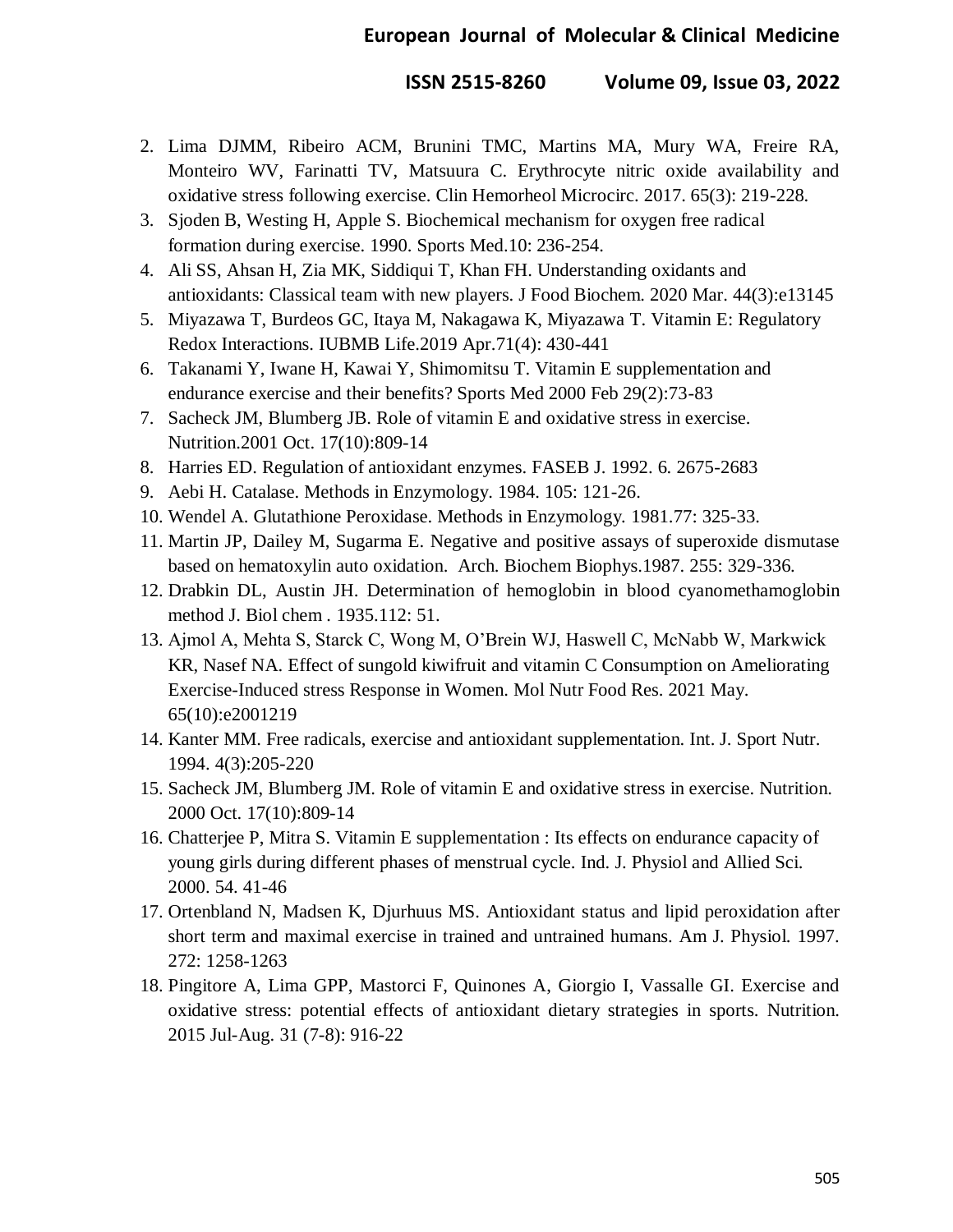2. Lima DJMM, Ribeiro ACM, Brunini TMC, Martins MA, Mury WA, Freire RA, Monteiro WV, Farinatti TV, Matsuura C. Erythrocyte nitric oxide availability and oxidative stress following exercise. Clin Hemorheol Microcirc. 2017. 65(3): 219-228.
3. Sjoden B, Westing H, Apple S. Biochemical mechanism for oxygen free radical formation during exercise. 1990. Sports Med.10: 236-254.
4. Ali SS, Ahsan H, Zia MK, Siddiqui T, Khan FH. Understanding oxidants and antioxidants: Classical team with new players. J Food Biochem. 2020 Mar. 44(3):e13145
5. Miyazawa T, Burdeos GC, Itaya M, Nakagawa K, Miyazawa T. Vitamin E: Regulatory Redox Interactions. IUBMB Life.2019 Apr.71(4): 430-441
6. Takanami Y, Iwane H, Kawai Y, Shimomitsu T. Vitamin E supplementation and endurance exercise and their benefits? Sports Med 2000 Feb 29(2):73-83
7. Sacheck JM, Blumberg JB. Role of vitamin E and oxidative stress in exercise. Nutrition.2001 Oct. 17(10):809-14
8. Harries ED. Regulation of antioxidant enzymes. FASEB J. 1992. 6. 2675-2683
9. Aebi H. Catalase. Methods in Enzymology. 1984. 105: 121-26.
10. Wendel A. Glutathione Peroxidase. Methods in Enzymology. 1981.77: 325-33.
11. Martin JP, Dailey M, Sugarma E. Negative and positive assays of superoxide dismutase based on hematoxylin auto oxidation. Arch. Biochem Biophys.1987. 255: 329-336.
12. Drabkin DL, Austin JH. Determination of hemoglobin in blood cyanomethamoglobin method J. Biol chem . 1935.112: 51.
13. Ajmol A, Mehta S, Starck C, Wong M, O'Brein WJ, Haswell C, McNabb W, Markwick KR, Nasef NA. Effect of sungold kiwifruit and vitamin C Consumption on Ameliorating Exercise-Induced stress Response in Women. Mol Nutr Food Res. 2021 May. 65(10):e2001219
14. Kanter MM. Free radicals, exercise and antioxidant supplementation. Int. J. Sport Nutr. 1994. 4(3):205-220
15. Sacheck JM, Blumberg JM. Role of vitamin E and oxidative stress in exercise. Nutrition. 2000 Oct. 17(10):809-14
16. Chatterjee P, Mitra S. Vitamin E supplementation : Its effects on endurance capacity of young girls during different phases of menstrual cycle. Ind. J. Physiol and Allied Sci. 2000. 54. 41-46
17. Ortenbland N, Madsen K, Djurhuus MS. Antioxidant status and lipid peroxidation after short term and maximal exercise in trained and untrained humans. Am J. Physiol. 1997. 272: 1258-1263
18. Pingitore A, Lima GPP, Mastorci F, Quinones A, Giorgio I, Vassalle GI. Exercise and oxidative stress: potential effects of antioxidant dietary strategies in sports. Nutrition. 2015 Jul-Aug. 31 (7-8): 916-22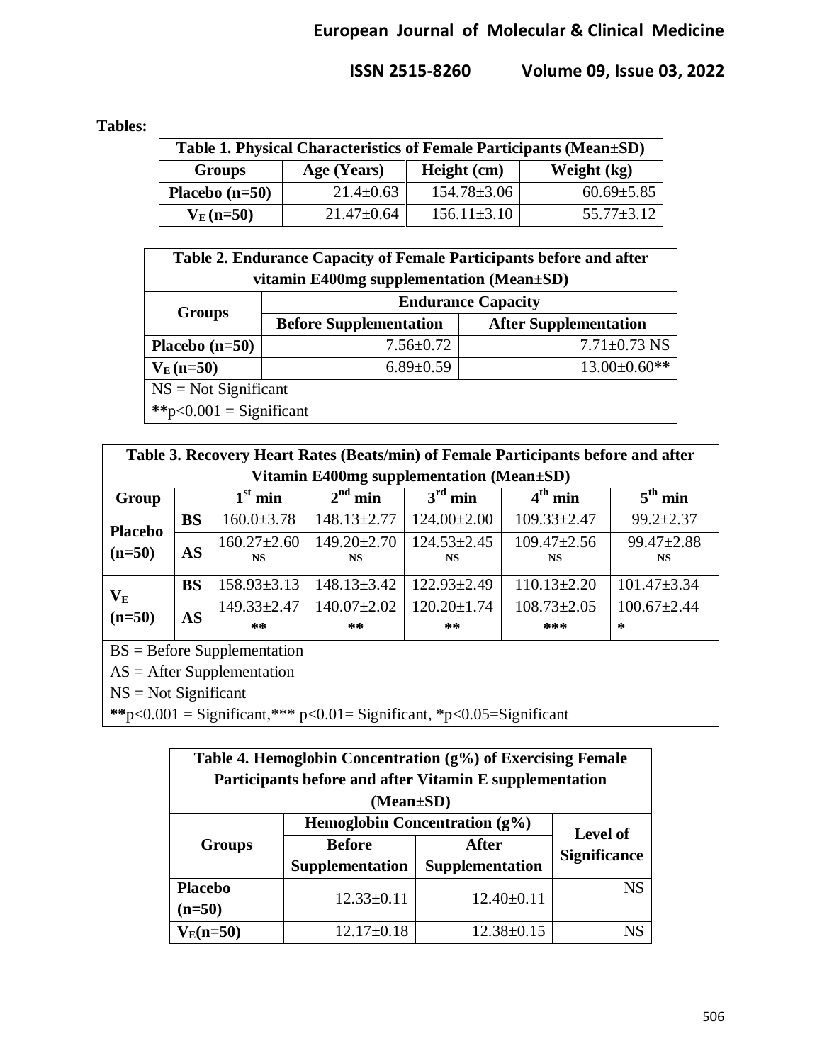**Tables:**

| Table 1. Physical Characteristics of Female Participants (Mean±SD) | | | |
|---|---|---|---|
| **Groups** | **Age (Years)** | **Height (cm)** | **Weight (kg)** |
| **Placebo (n=50)** | 21.4±0.63 | 154.78±3.06 | 60.69±5.85 |
| **$V_E$ (n=50)** | 21.47±0.64 | 156.11±3.10 | 55.77±3.12 |

| Table 2. Endurance Capacity of Female Participants before and after vitamin E400mg supplementation (Mean±SD) | | |
|---|---|---|
| **Groups** | **Endurance Capacity** | |
| | **Before Supplementation** | **After Supplementation** |
| **Placebo (n=50)** | 7.56±0.72 | 7.71±0.73 NS |
| **$V_E$ (n=50)** | 6.89±0.59 | 13.00±0.60** |

NS = Not Significant

**p<0.001 = Significant

| Table 3. Recovery Heart Rates (Beats/min) of Female Participants before and after Vitamin E400mg supplementation (Mean±SD) | | | | | | |
|---|---|---|---|---|---|---|
| **Group** | | **1st min** | **2nd min** | **3rd min** | **4th min** | **5th min** |
| **Placebo (n=50)** | **BS** | 160.0±3.78 | 148.13±2.77 | 124.00±2.00 | 109.33±2.47 | 99.2±2.37 |
| | **AS** | 160.27±2.60 NS | 149.20±2.70 NS | 124.53±2.45 NS | 109.47±2.56 NS | 99.47±2.88 NS |
| **$V_E$ (n=50)** | **BS** | 158.93±3.13 | 148.13±3.42 | 122.93±2.49 | 110.13±2.20 | 101.47±3.34 |
| | **AS** | 149.33±2.47 ** | 140.07±2.02 ** | 120.20±1.74 ** | 108.73±2.05 *** | 100.67±2.44 * |

BS = Before Supplementation

AS = After Supplementation

NS = Not Significant

**p<0.001 = Significant,*** p<0.01= Significant, *p<0.05=Significant

| Table 4. Hemoglobin Concentration (g%) of Exercising Female Participants before and after Vitamin E supplementation (Mean±SD) | | | |
|---|---|---|---|
| **Groups** | **Hemoglobin Concentration (g%)** | | **Level of Significance** |
| | **Before Supplementation** | **After Supplementation** | |
| **Placebo (n=50)** | 12.33±0.11 | 12.40±0.11 | NS |
| **$V_E$(n=50)** | 12.17±0.18 | 12.38±0.15 | NS |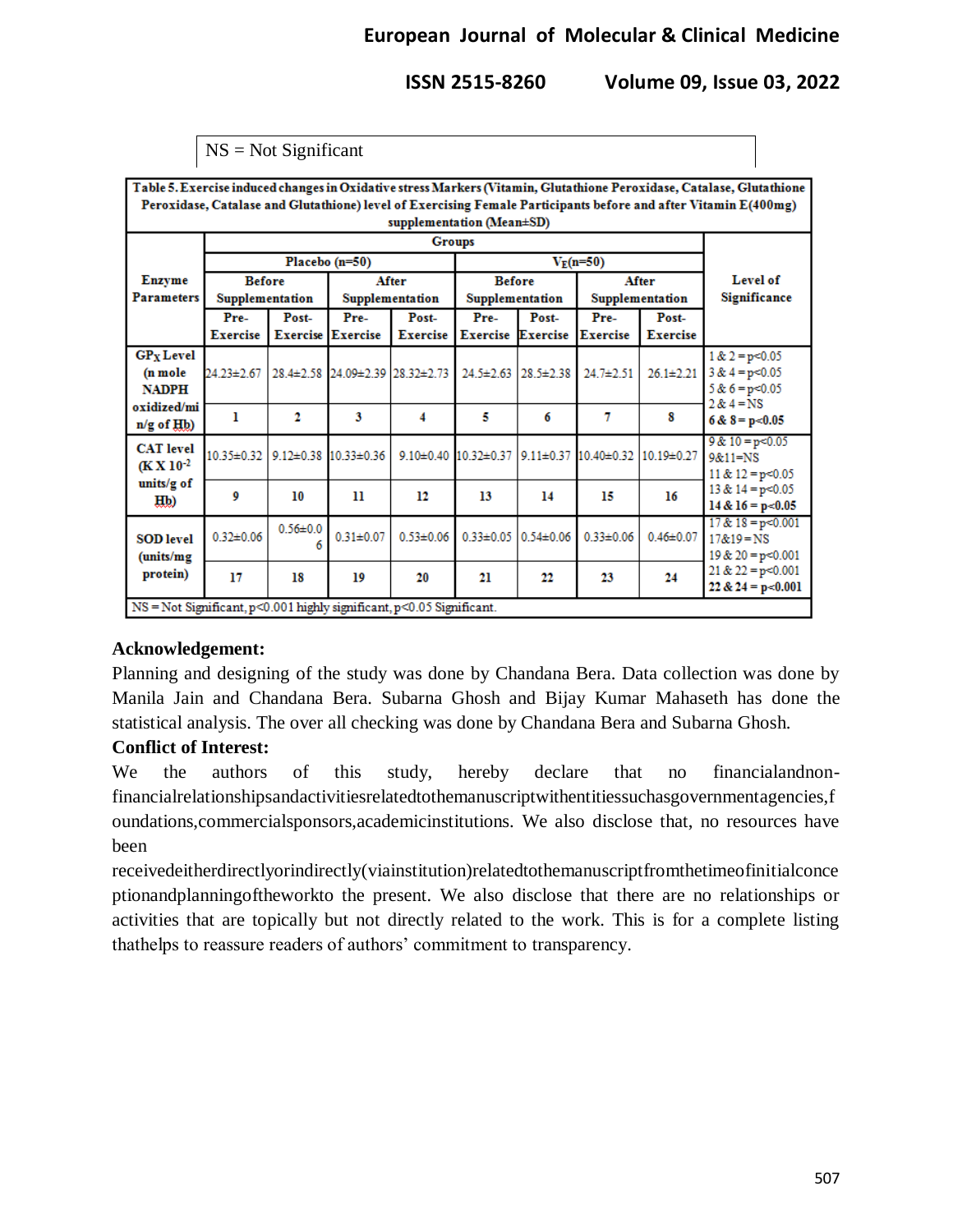NS = Not Significant

**Table 5. Exercise induced changes in Oxidative stress Markers (Vitamin, Glutathione Peroxidase, Catalase, Glutathione Peroxidase, Catalase and Glutathione) level of Exercising Female Participants before and after Vitamin E(400mg) supplementation (Mean±SD)**

| Enzyme Parameters | Groups | | | | | | | | Level of Significance |
|---|---|---|---|---|---|---|---|---|---|
| | Placebo (n=50) | | | | $V_E$(n=50) | | | | |
| | Before Supplementation | | After Supplementation | | Before Supplementation | | After Supplementation | | |
| | Pre-Exercise | Post-Exercise | Pre-Exercise | Post-Exercise | Pre-Exercise | Post-Exercise | Pre-Exercise | Post-Exercise | |
| $GP_X$ Level (n mole NADPH oxidized/min/g of Hb) | 24.23±2.67 | 28.4±2.58 | 24.09±2.39 | 28.32±2.73 | 24.5±2.63 | 28.5±2.38 | 24.7±2.51 | 26.1±2.21 | 1 & 2 = p<0.05<br>3 & 4 = p<0.05<br>5 & 6 = p<0.05<br>2 & 4 = NS<br>**6 & 8 = p<0.05** |
| | 1 | 2 | 3 | 4 | 5 | 6 | 7 | 8 | |
| CAT level (K X $10^{-2}$ units/g of Hb) | 10.35±0.32 | 9.12±0.38 | 10.33±0.36 | 9.10±0.40 | 10.32±0.37 | 9.11±0.37 | 10.40±0.32 | 10.19±0.27 | 9 & 10 = p<0.05<br>9&11=NS<br>11 & 12 = p<0.05<br>13 & 14 = p<0.05<br>**14 & 16 = p<0.05** |
| | 9 | 10 | 11 | 12 | 13 | 14 | 15 | 16 | |
| SOD level (units/mg protein) | 0.32±0.06 | 0.56±0.06 | 0.31±0.07 | 0.53±0.06 | 0.33±0.05 | 0.54±0.06 | 0.33±0.06 | 0.46±0.07 | 17 & 18 = p<0.001<br>17&19 = NS<br>19 & 20 = p<0.001<br>21 & 22 = p<0.001<br>**22 & 24 = p<0.001** |
| | 17 | 18 | 19 | 20 | 21 | 22 | 23 | 24 | |

NS = Not Significant, p<0.001 highly significant, p<0.05 Significant.

**Acknowledgement:**

Planning and designing of the study was done by Chandana Bera. Data collection was done by Manila Jain and Chandana Bera. Subarna Ghosh and Bijay Kumar Mahaseth has done the statistical analysis. The over all checking was done by Chandana Bera and Subarna Ghosh.

**Conflict of Interest:**

We the authors of this study, hereby declare that no financialandnon-financialrelationshipsandactivitiesrelatedtothemanuscriptwithentitiessuchasgovernmentagencies,foundations,commercialsponsors,academicinstitutions. We also disclose that, no resources have been receivedeitherdirectlyorindirectly(viainstitution)relatedtothemanuscriptfromthetimeofinitialconceptionandplanningoftheworkto the present. We also disclose that there are no relationships or activities that are topically but not directly related to the work. This is for a complete listing thathelps to reassure readers of authors' commitment to transparency.